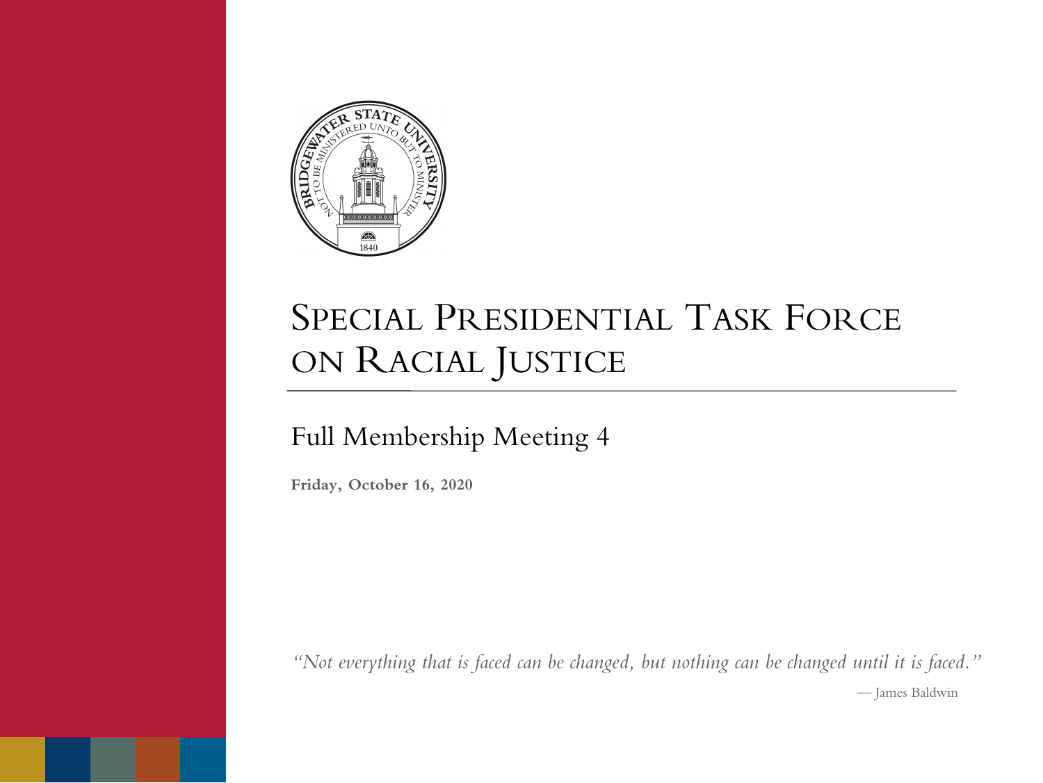# Special Presidential Task Force on Racial Justice

## Full Membership Meeting 4

**Friday, October 16, 2020**

*"Not everything that is faced can be changed, but nothing can be changed until it is faced."*

— James Baldwin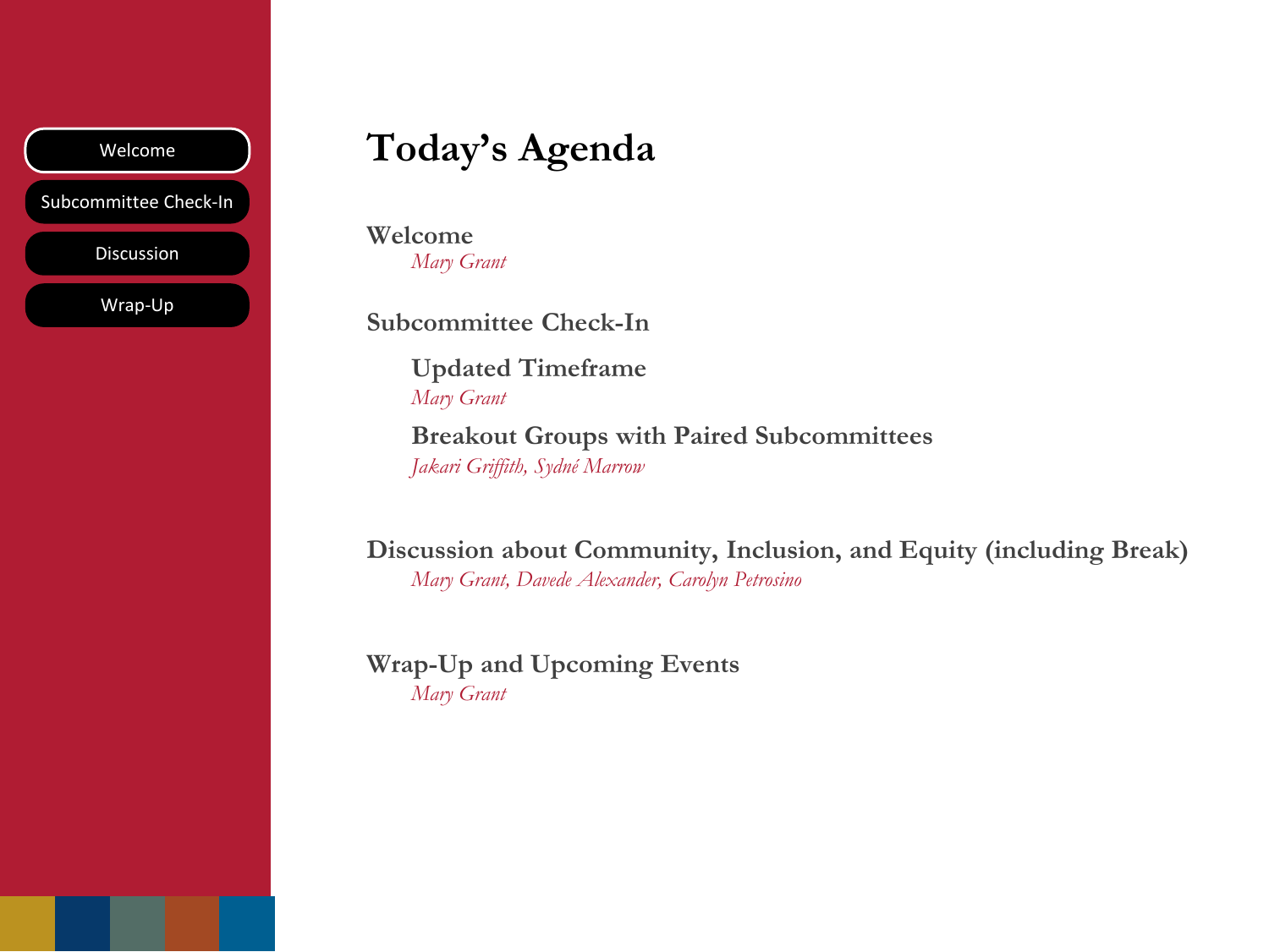- Welcome
- Subcommittee Check-In
- Discussion
- Wrap-Up

# Today's Agenda

## Welcome

*Mary Grant*

## Subcommittee Check-In

### Updated Timeframe

*Mary Grant*

### Breakout Groups with Paired Subcommittees

*Jakari Griffith, Sydné Marrow*

## Discussion about Community, Inclusion, and Equity (including Break)

*Mary Grant, Davede Alexander, Carolyn Petrosino*

## Wrap-Up and Upcoming Events

*Mary Grant*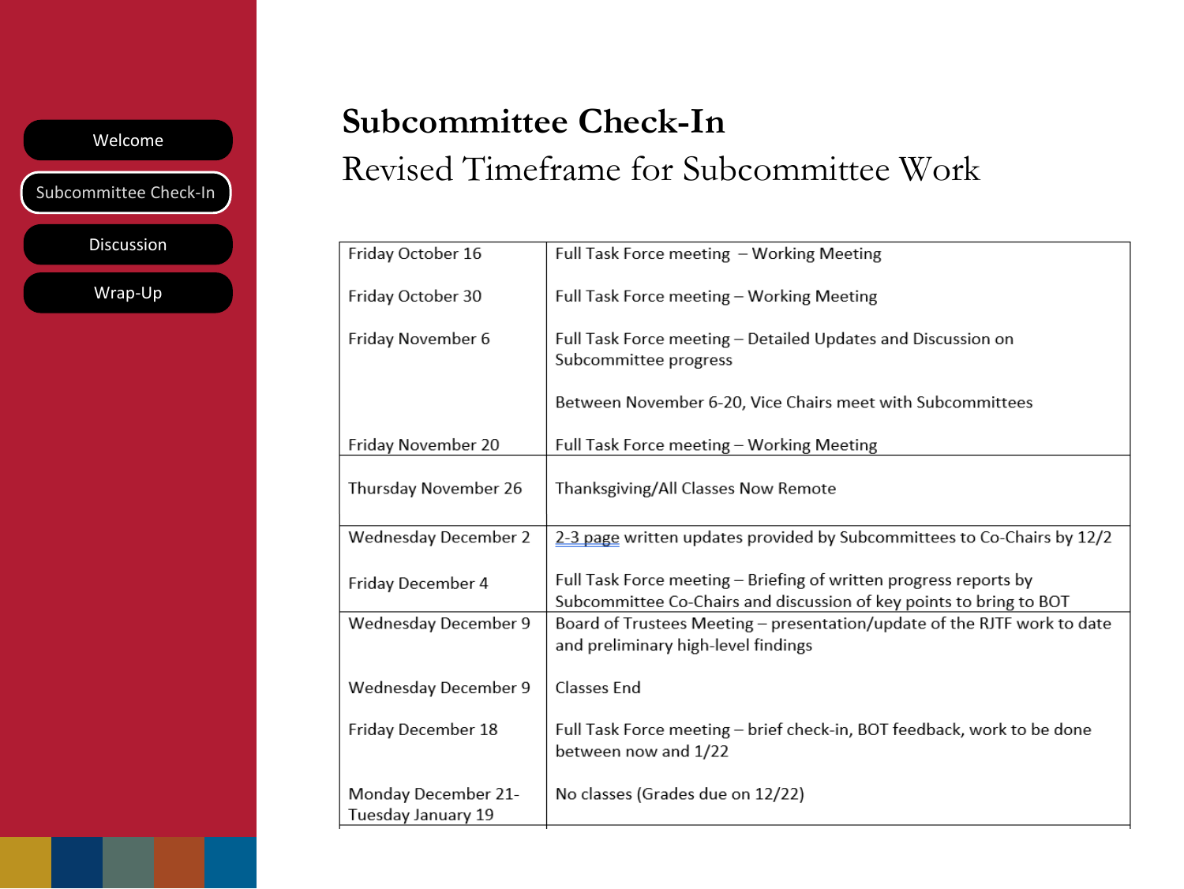- Welcome
- Subcommittee Check-In
- Discussion
- Wrap-Up

# Subcommittee Check-In

## Revised Timeframe for Subcommittee Work

| Date | Event |
|---|---|
| Friday October 16 | Full Task Force meeting – Working Meeting |
| Friday October 30 | Full Task Force meeting – Working Meeting |
| Friday November 6 | Full Task Force meeting – Detailed Updates and Discussion on Subcommittee progress |
| | Between November 6-20, Vice Chairs meet with Subcommittees |
| Friday November 20 | Full Task Force meeting – Working Meeting |
| Thursday November 26 | Thanksgiving/All Classes Now Remote |
| Wednesday December 2 | 2-3 page written updates provided by Subcommittees to Co-Chairs by 12/2 |
| Friday December 4 | Full Task Force meeting – Briefing of written progress reports by Subcommittee Co-Chairs and discussion of key points to bring to BOT |
| Wednesday December 9 | Board of Trustees Meeting – presentation/update of the RJTF work to date and preliminary high-level findings |
| Wednesday December 9 | Classes End |
| Friday December 18 | Full Task Force meeting – brief check-in, BOT feedback, work to be done between now and 1/22 |
| Monday December 21-Tuesday January 19 | No classes (Grades due on 12/22) |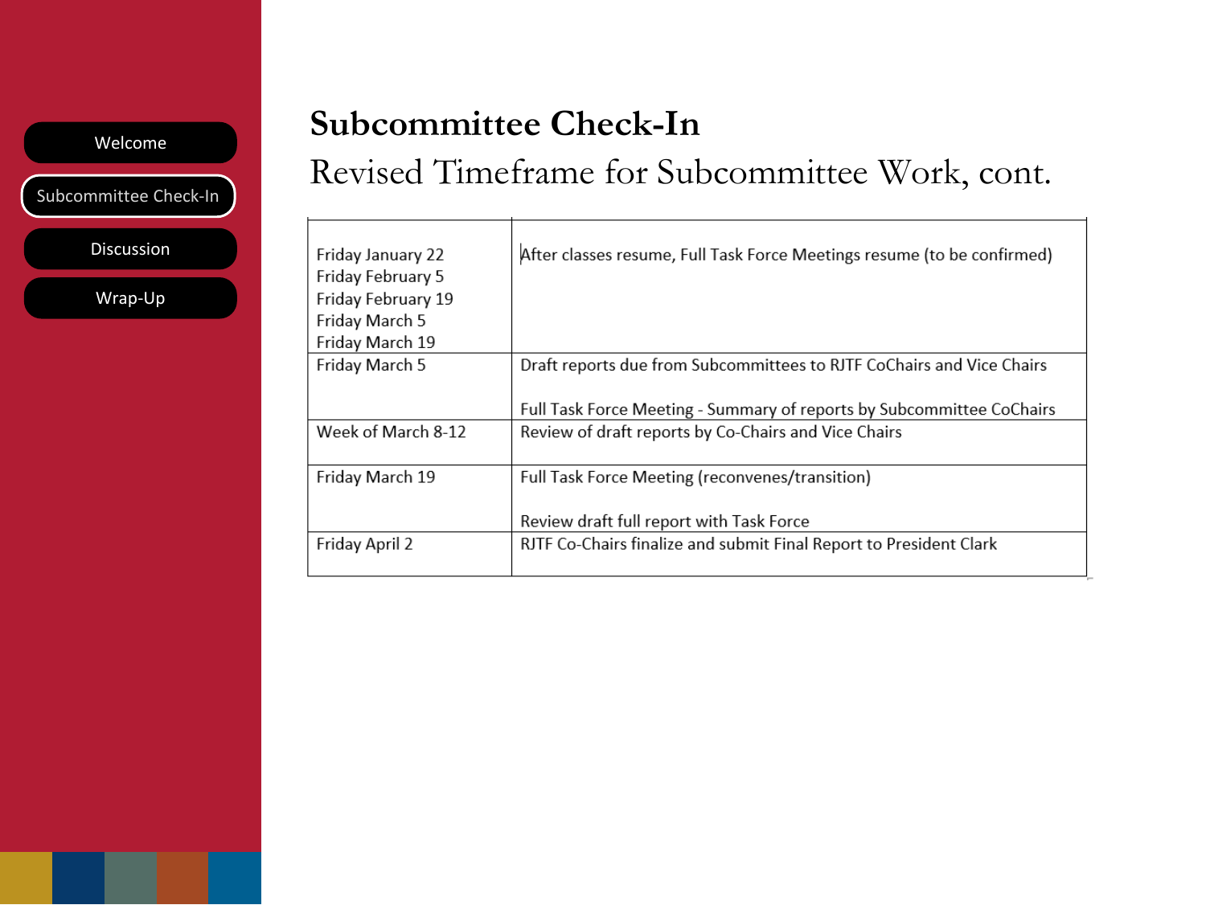- Welcome
- Subcommittee Check-In
- Discussion
- Wrap-Up

# Subcommittee Check-In

## Revised Timeframe for Subcommittee Work, cont.

| | |
|---|---|
| Friday January 22<br>Friday February 5<br>Friday February 19<br>Friday March 5<br>Friday March 19 | After classes resume, Full Task Force Meetings resume (to be confirmed) |
| Friday March 5 | Draft reports due from Subcommittees to RJTF CoChairs and Vice Chairs<br><br>Full Task Force Meeting - Summary of reports by Subcommittee CoChairs |
| Week of March 8-12 | Review of draft reports by Co-Chairs and Vice Chairs |
| Friday March 19 | Full Task Force Meeting (reconvenes/transition)<br><br>Review draft full report with Task Force |
| Friday April 2 | RJTF Co-Chairs finalize and submit Final Report to President Clark |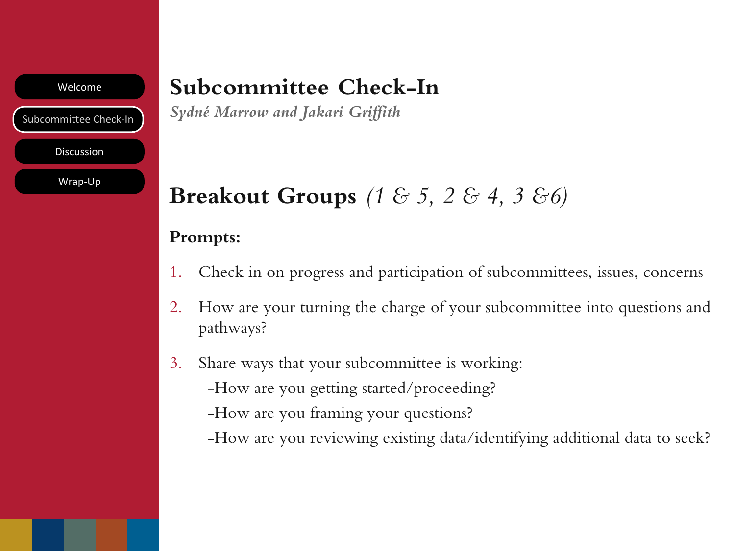- Welcome
- Subcommittee Check-In
- Discussion
- Wrap-Up

# Subcommittee Check-In

*Sydné Marrow and Jakari Griffith*

## Breakout Groups *(1 & 5, 2 & 4, 3 &6)*

**Prompts:**

1. Check in on progress and participation of subcommittees, issues, concerns
2. How are your turning the charge of your subcommittee into questions and pathways?
3. Share ways that your subcommittee is working:
   -How are you getting started/proceeding?
   -How are you framing your questions?
   -How are you reviewing existing data/identifying additional data to seek?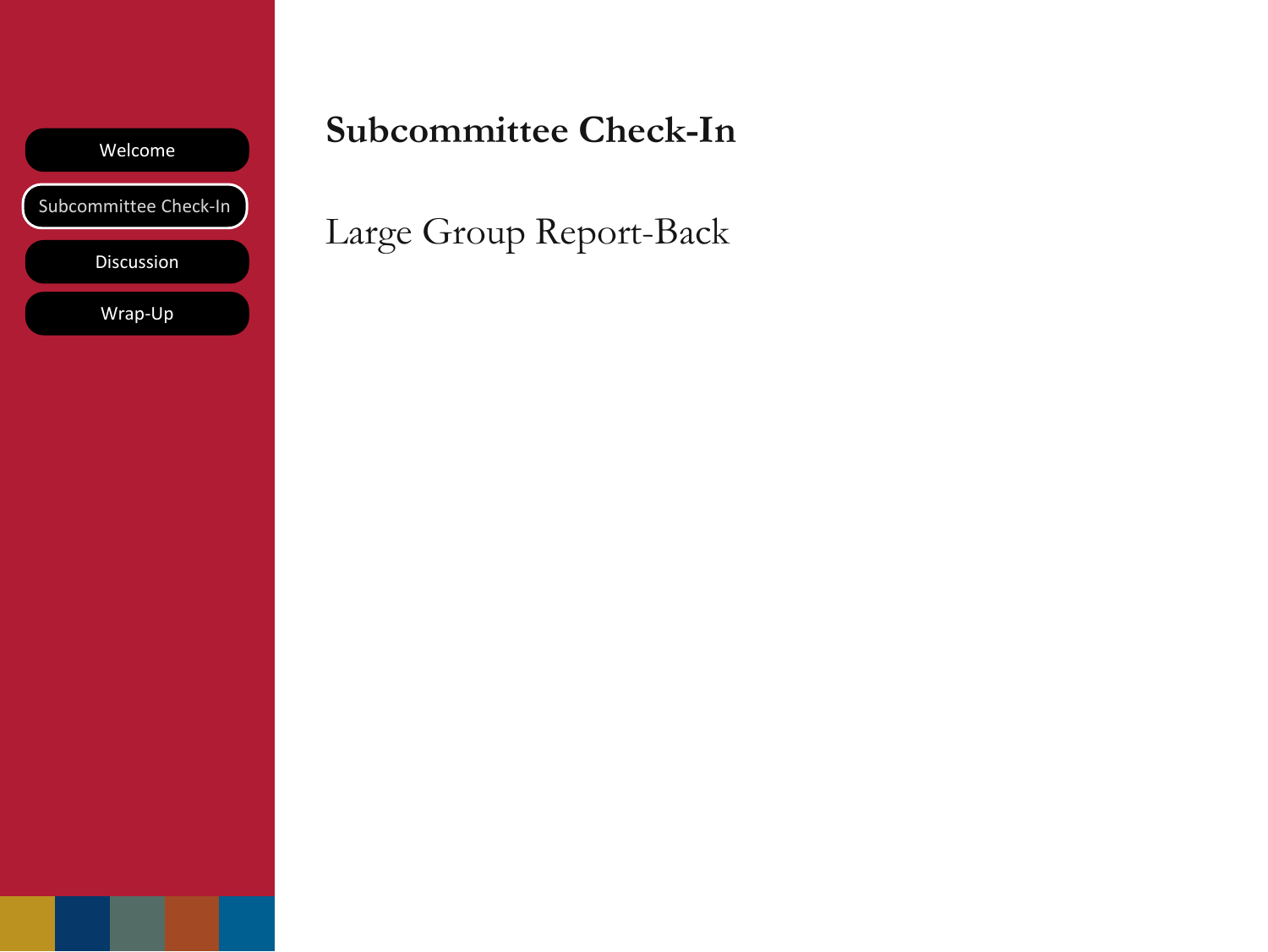- Welcome
- Subcommittee Check-In
- Discussion
- Wrap-Up

# Subcommittee Check-In

Large Group Report-Back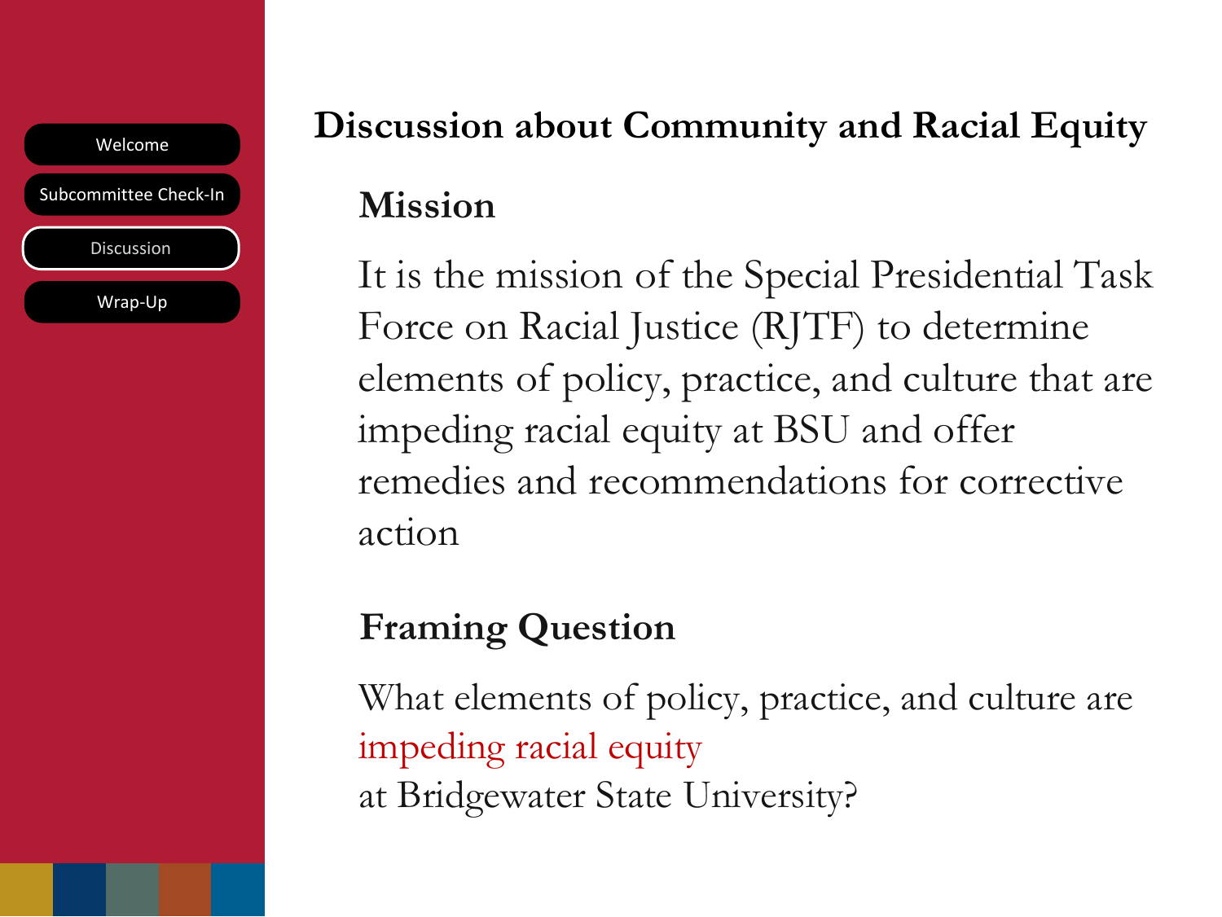Welcome

Subcommittee Check-In

Discussion

Wrap-Up

# Discussion about Community and Racial Equity

## Mission

It is the mission of the Special Presidential Task Force on Racial Justice (RJTF) to determine elements of policy, practice, and culture that are impeding racial equity at BSU and offer remedies and recommendations for corrective action

## Framing Question

What elements of policy, practice, and culture are impeding racial equity at Bridgewater State University?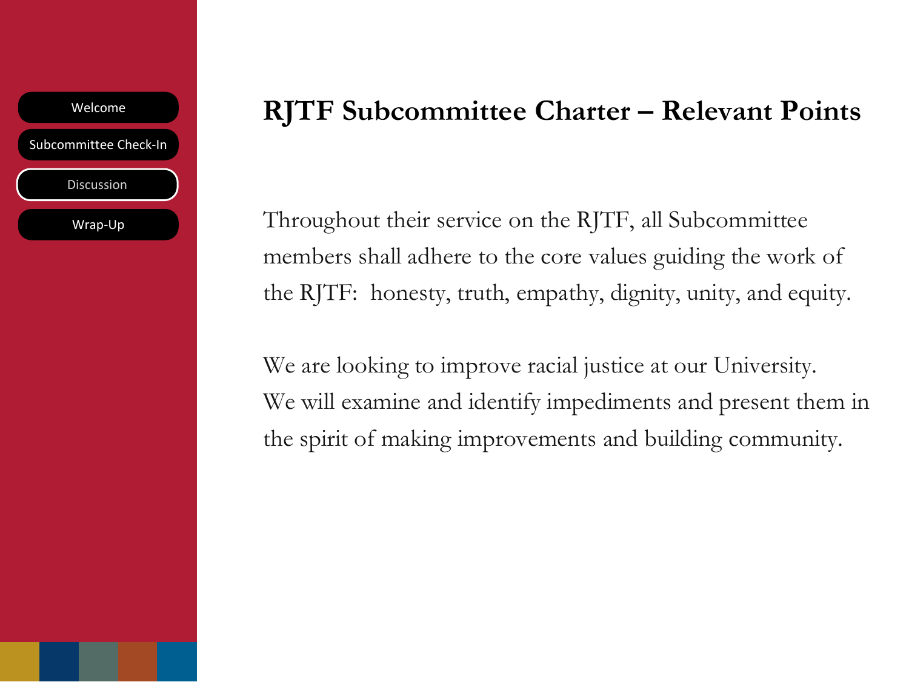- Welcome
- Subcommittee Check-In
- Discussion
- Wrap-Up

# RJTF Subcommittee Charter – Relevant Points

Throughout their service on the RJTF, all Subcommittee members shall adhere to the core values guiding the work of the RJTF: honesty, truth, empathy, dignity, unity, and equity.

We are looking to improve racial justice at our University. We will examine and identify impediments and present them in the spirit of making improvements and building community.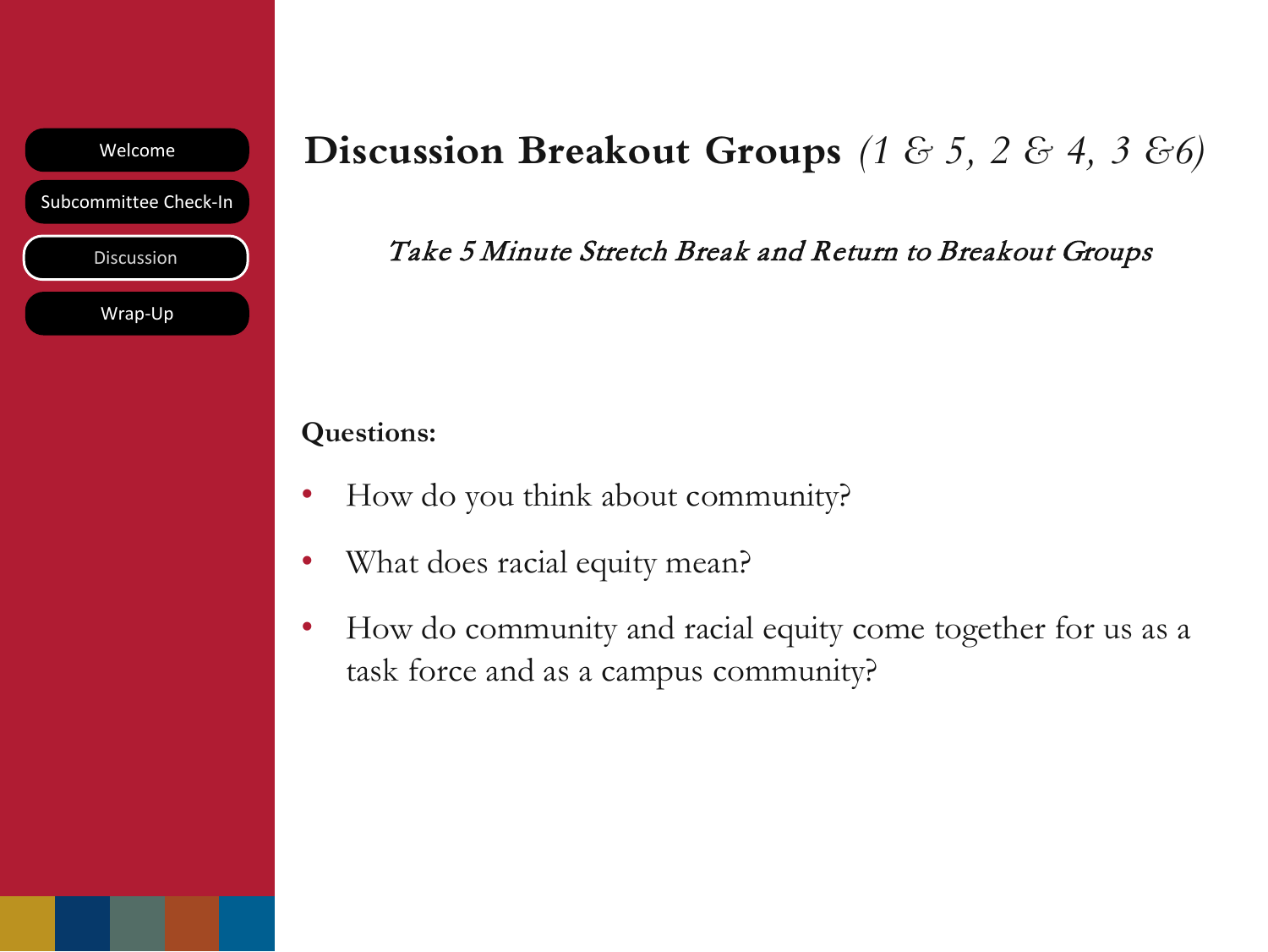- Welcome
- Subcommittee Check-In
- Discussion
- Wrap-Up

# Discussion Breakout Groups *(1 & 5, 2 & 4, 3 &6)*

*Take 5 Minute Stretch Break and Return to Breakout Groups*

**Questions:**

- How do you think about community?
- What does racial equity mean?
- How do community and racial equity come together for us as a task force and as a campus community?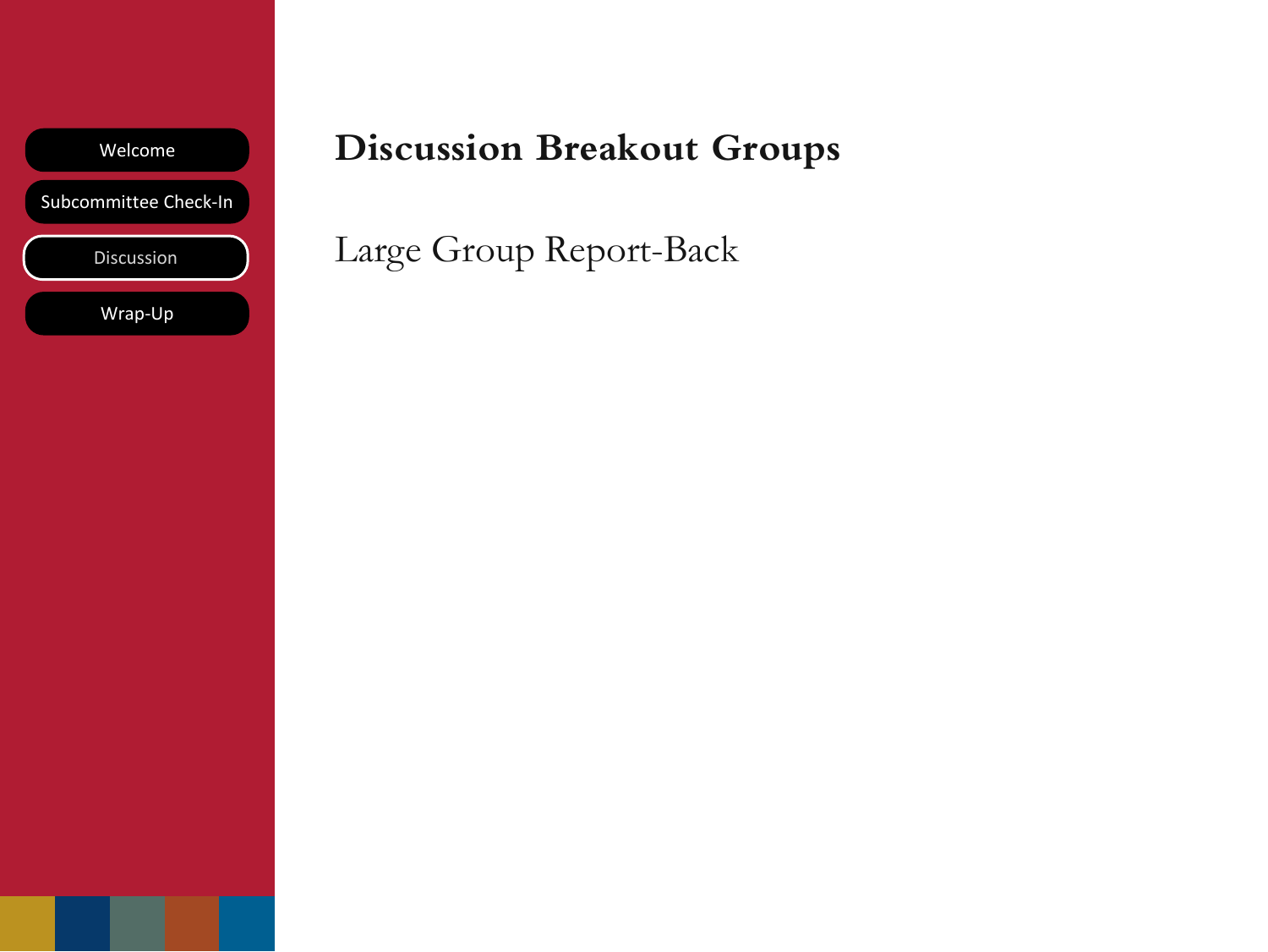- Welcome
- Subcommittee Check-In
- Discussion
- Wrap-Up

# Discussion Breakout Groups

Large Group Report-Back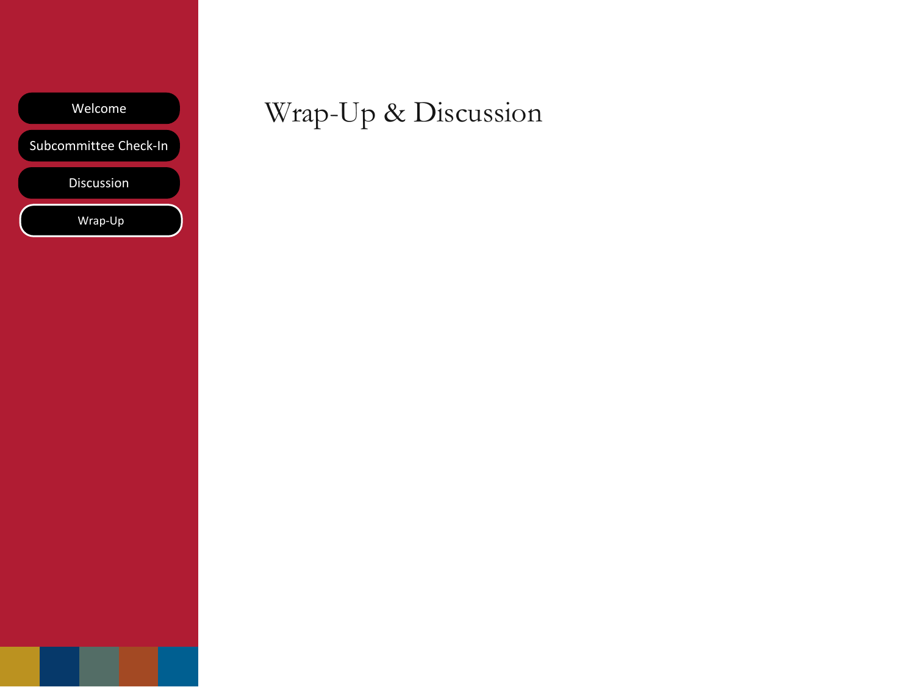- Welcome
- Subcommittee Check-In
- Discussion
- Wrap-Up

# Wrap-Up & Discussion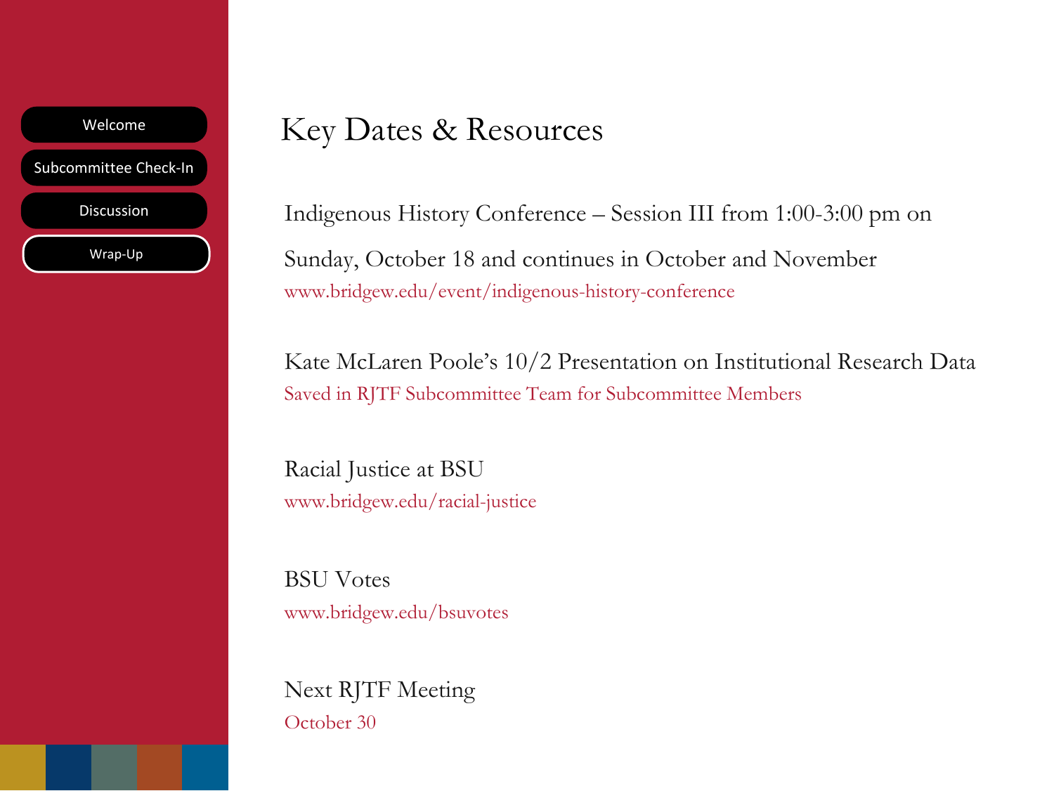- Welcome
- Subcommittee Check-In
- Discussion
- Wrap-Up

# Key Dates & Resources

Indigenous History Conference – Session III from 1:00-3:00 pm on Sunday, October 18 and continues in October and November
www.bridgew.edu/event/indigenous-history-conference

Kate McLaren Poole's 10/2 Presentation on Institutional Research Data
Saved in RJTF Subcommittee Team for Subcommittee Members

Racial Justice at BSU
www.bridgew.edu/racial-justice

BSU Votes
www.bridgew.edu/bsuvotes

Next RJTF Meeting
October 30